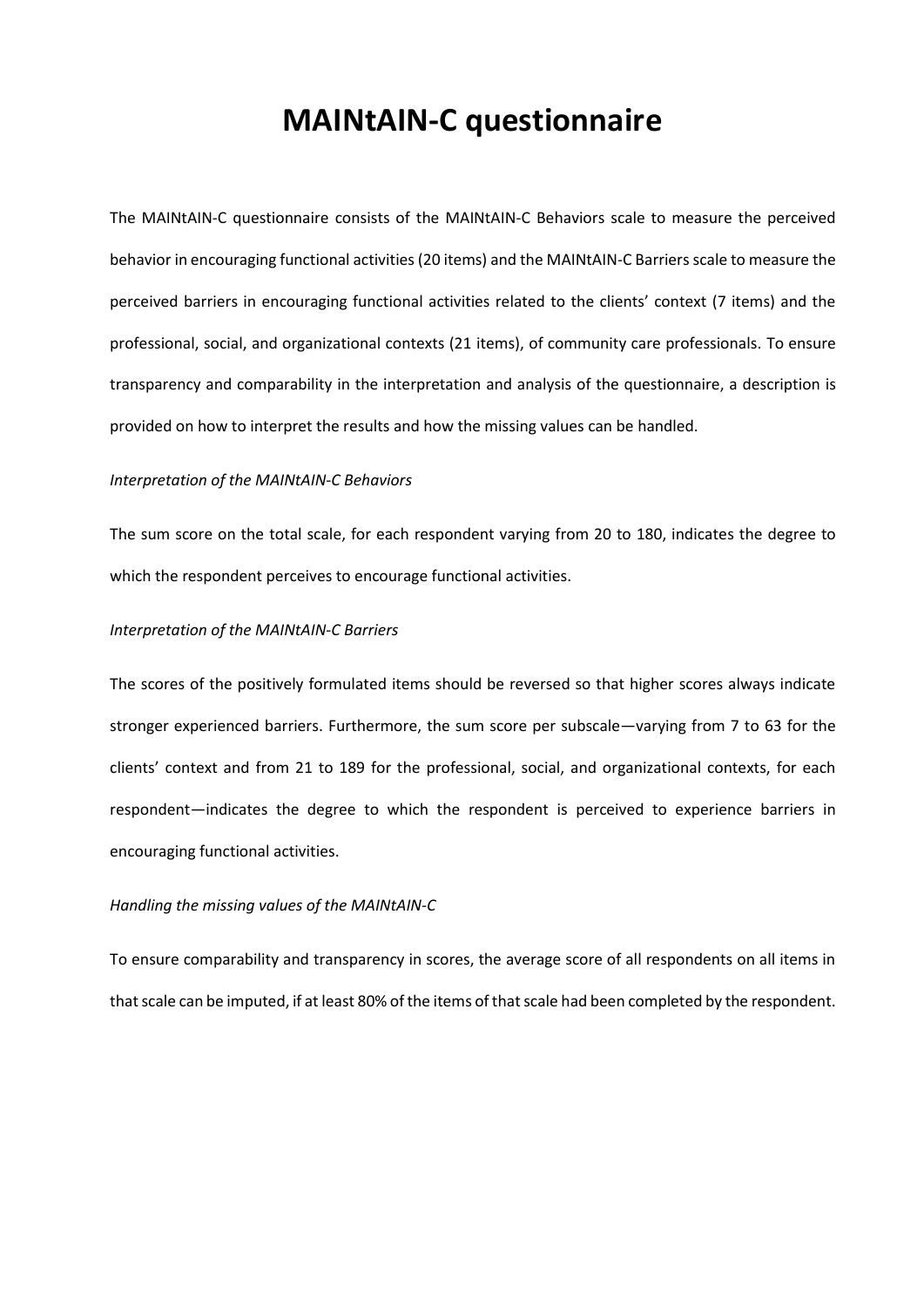# MAINtAIN-C questionnaire

The MAINtAIN-C questionnaire consists of the MAINtAIN-C Behaviors scale to measure the perceived behavior in encouraging functional activities (20 items) and the MAINtAIN-C Barriers scale to measure the perceived barriers in encouraging functional activities related to the clients' context (7 items) and the professional, social, and organizational contexts (21 items), of community care professionals. To ensure transparency and comparability in the interpretation and analysis of the questionnaire, a description is provided on how to interpret the results and how the missing values can be handled.

*Interpretation of the MAINtAIN-C Behaviors*

The sum score on the total scale, for each respondent varying from 20 to 180, indicates the degree to which the respondent perceives to encourage functional activities.

*Interpretation of the MAINtAIN-C Barriers*

The scores of the positively formulated items should be reversed so that higher scores always indicate stronger experienced barriers. Furthermore, the sum score per subscale—varying from 7 to 63 for the clients' context and from 21 to 189 for the professional, social, and organizational contexts, for each respondent—indicates the degree to which the respondent is perceived to experience barriers in encouraging functional activities.

*Handling the missing values of the MAINtAIN-C*

To ensure comparability and transparency in scores, the average score of all respondents on all items in that scale can be imputed, if at least 80% of the items of that scale had been completed by the respondent.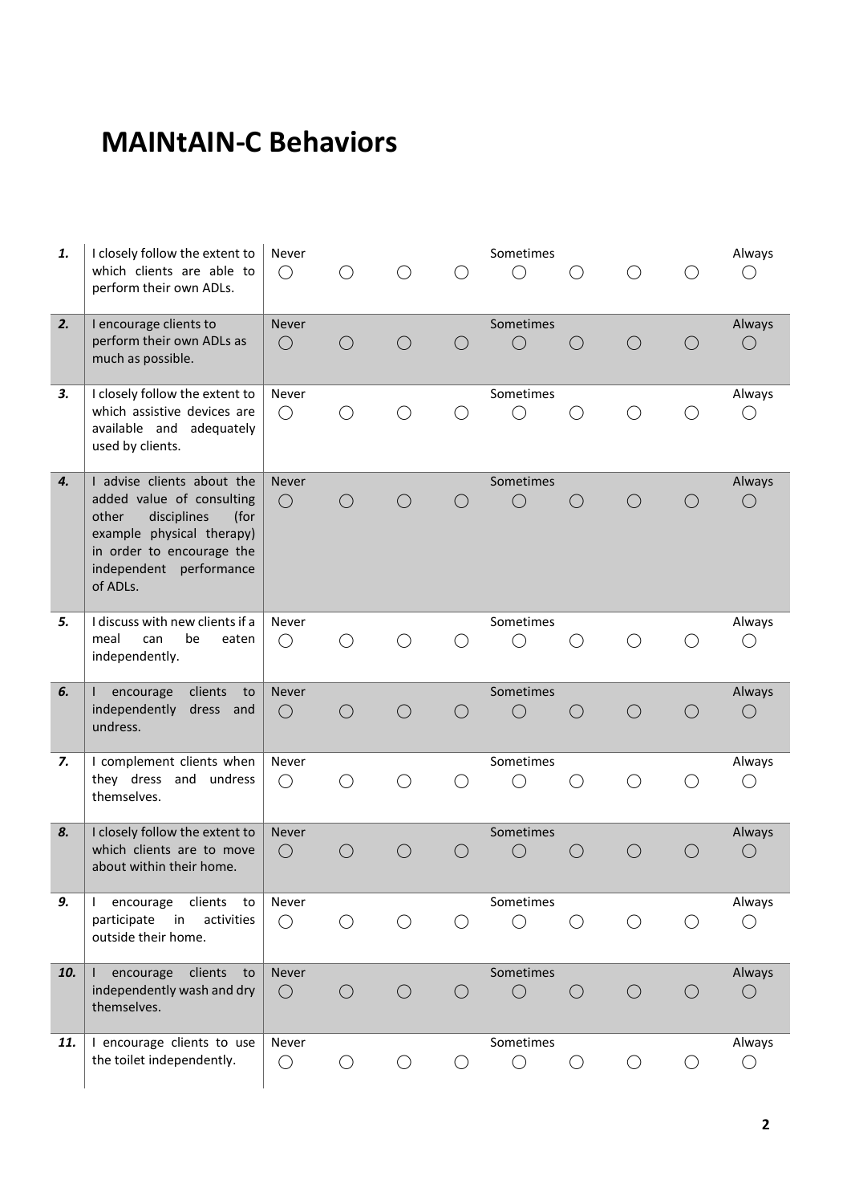# MAINtAIN-C Behaviors

| | | | | | | | | | | |
|---|---|---|---|---|---|---|---|---|---|---|
| ***1.*** | I closely follow the extent to which clients are able to perform their own ADLs. | Never ◯ | ◯ | ◯ | ◯ | Sometimes ◯ | ◯ | ◯ | ◯ | Always ◯ |
| ***2.*** | I encourage clients to perform their own ADLs as much as possible. | Never ◯ | ◯ | ◯ | ◯ | Sometimes ◯ | ◯ | ◯ | ◯ | Always ◯ |
| ***3.*** | I closely follow the extent to which assistive devices are available and adequately used by clients. | Never ◯ | ◯ | ◯ | ◯ | Sometimes ◯ | ◯ | ◯ | ◯ | Always ◯ |
| ***4.*** | I advise clients about the added value of consulting other disciplines (for example physical therapy) in order to encourage the independent performance of ADLs. | Never ◯ | ◯ | ◯ | ◯ | Sometimes ◯ | ◯ | ◯ | ◯ | Always ◯ |
| ***5.*** | I discuss with new clients if a meal can be eaten independently. | Never ◯ | ◯ | ◯ | ◯ | Sometimes ◯ | ◯ | ◯ | ◯ | Always ◯ |
| ***6.*** | I encourage clients to independently dress and undress. | Never ◯ | ◯ | ◯ | ◯ | Sometimes ◯ | ◯ | ◯ | ◯ | Always ◯ |
| ***7.*** | I complement clients when they dress and undress themselves. | Never ◯ | ◯ | ◯ | ◯ | Sometimes ◯ | ◯ | ◯ | ◯ | Always ◯ |
| ***8.*** | I closely follow the extent to which clients are to move about within their home. | Never ◯ | ◯ | ◯ | ◯ | Sometimes ◯ | ◯ | ◯ | ◯ | Always ◯ |
| ***9.*** | I encourage clients to participate in activities outside their home. | Never ◯ | ◯ | ◯ | ◯ | Sometimes ◯ | ◯ | ◯ | ◯ | Always ◯ |
| ***10.*** | I encourage clients to independently wash and dry themselves. | Never ◯ | ◯ | ◯ | ◯ | Sometimes ◯ | ◯ | ◯ | ◯ | Always ◯ |
| ***11.*** | I encourage clients to use the toilet independently. | Never ◯ | ◯ | ◯ | ◯ | Sometimes ◯ | ◯ | ◯ | ◯ | Always ◯ |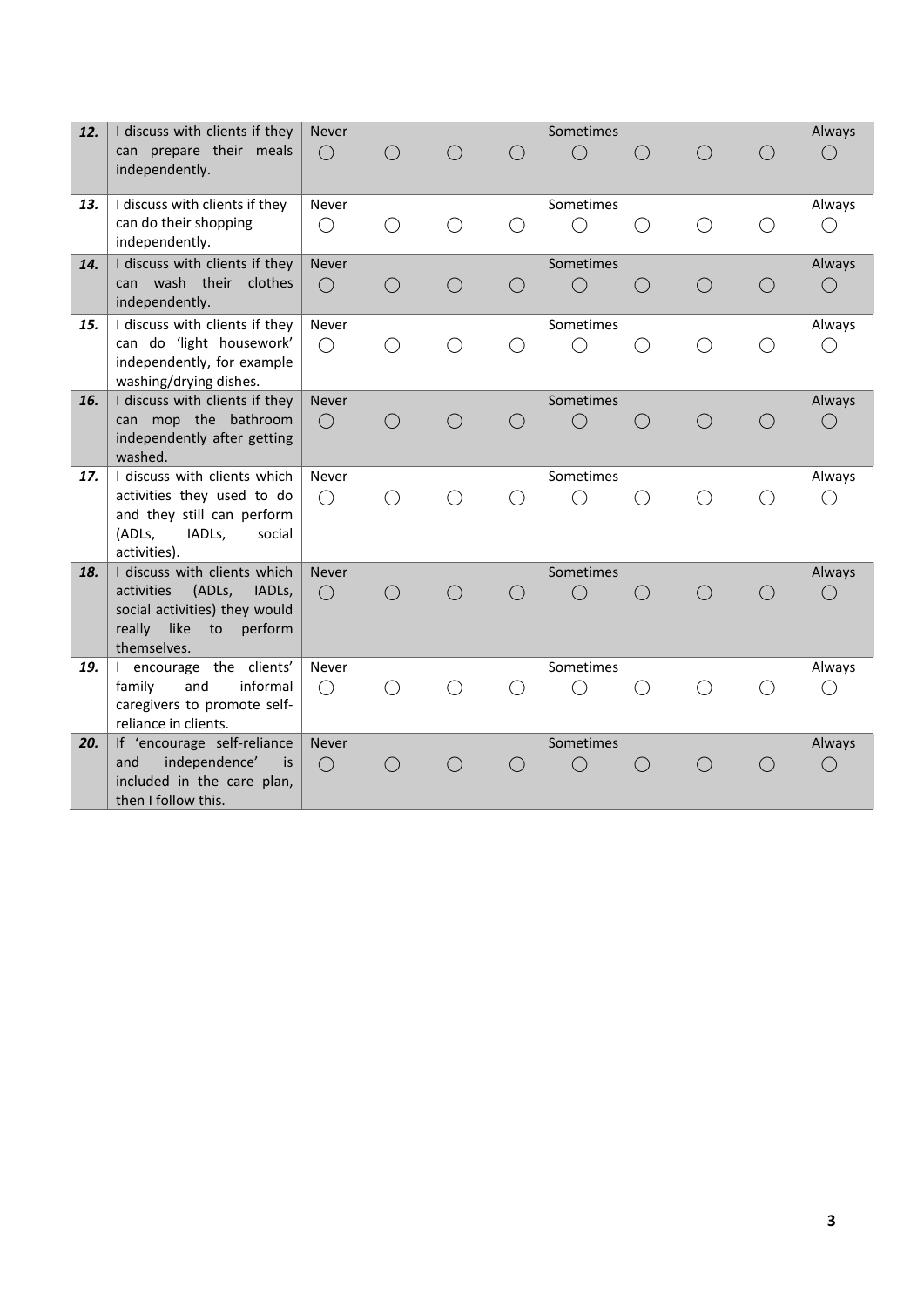| | | | | | | | | | | |
|---|---|---|---|---|---|---|---|---|---|---|
| **12.** | I discuss with clients if they can prepare their meals independently. | Never ◯ | ◯ | ◯ | ◯ | Sometimes ◯ | ◯ | ◯ | ◯ | Always ◯ |
| **13.** | I discuss with clients if they can do their shopping independently. | Never ◯ | ◯ | ◯ | ◯ | Sometimes ◯ | ◯ | ◯ | ◯ | Always ◯ |
| **14.** | I discuss with clients if they can wash their clothes independently. | Never ◯ | ◯ | ◯ | ◯ | Sometimes ◯ | ◯ | ◯ | ◯ | Always ◯ |
| **15.** | I discuss with clients if they can do 'light housework' independently, for example washing/drying dishes. | Never ◯ | ◯ | ◯ | ◯ | Sometimes ◯ | ◯ | ◯ | ◯ | Always ◯ |
| **16.** | I discuss with clients if they can mop the bathroom independently after getting washed. | Never ◯ | ◯ | ◯ | ◯ | Sometimes ◯ | ◯ | ◯ | ◯ | Always ◯ |
| **17.** | I discuss with clients which activities they used to do and they still can perform (ADLs, IADLs, social activities). | Never ◯ | ◯ | ◯ | ◯ | Sometimes ◯ | ◯ | ◯ | ◯ | Always ◯ |
| **18.** | I discuss with clients which activities (ADLs, IADLs, social activities) they would really like to perform themselves. | Never ◯ | ◯ | ◯ | ◯ | Sometimes ◯ | ◯ | ◯ | ◯ | Always ◯ |
| **19.** | I encourage the clients' family and informal caregivers to promote self-reliance in clients. | Never ◯ | ◯ | ◯ | ◯ | Sometimes ◯ | ◯ | ◯ | ◯ | Always ◯ |
| **20.** | If 'encourage self-reliance and independence' is included in the care plan, then I follow this. | Never ◯ | ◯ | ◯ | ◯ | Sometimes ◯ | ◯ | ◯ | ◯ | Always ◯ |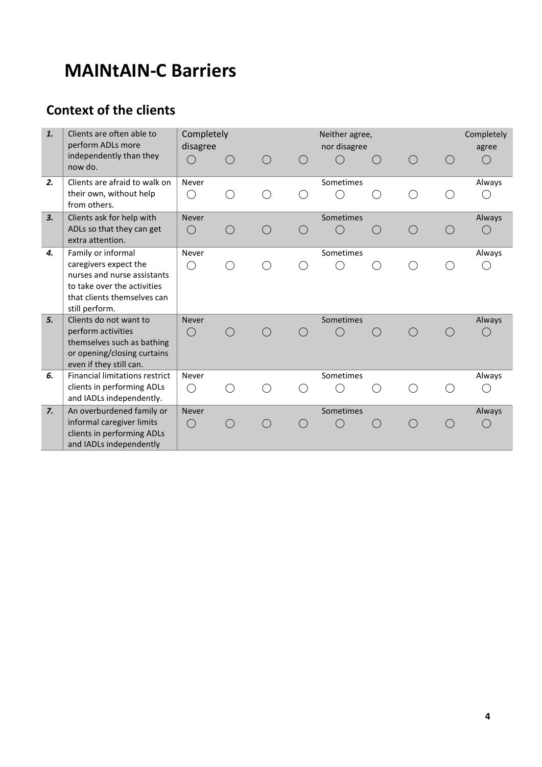# MAINtAIN-C Barriers

## Context of the clients

| | | | | | | | | | | |
|---|---|---|---|---|---|---|---|---|---|---|
| ***1.*** | Clients are often able to perform ADLs more independently than they now do. | Completely disagree ◯ | ◯ | ◯ | ◯ | Neither agree, nor disagree ◯ | ◯ | ◯ | ◯ | Completely agree ◯ |
| ***2.*** | Clients are afraid to walk on their own, without help from others. | Never ◯ | ◯ | ◯ | ◯ | Sometimes ◯ | ◯ | ◯ | ◯ | Always ◯ |
| ***3.*** | Clients ask for help with ADLs so that they can get extra attention. | Never ◯ | ◯ | ◯ | ◯ | Sometimes ◯ | ◯ | ◯ | ◯ | Always ◯ |
| ***4.*** | Family or informal caregivers expect the nurses and nurse assistants to take over the activities that clients themselves can still perform. | Never ◯ | ◯ | ◯ | ◯ | Sometimes ◯ | ◯ | ◯ | ◯ | Always ◯ |
| ***5.*** | Clients do not want to perform activities themselves such as bathing or opening/closing curtains even if they still can. | Never ◯ | ◯ | ◯ | ◯ | Sometimes ◯ | ◯ | ◯ | ◯ | Always ◯ |
| ***6.*** | Financial limitations restrict clients in performing ADLs and IADLs independently. | Never ◯ | ◯ | ◯ | ◯ | Sometimes ◯ | ◯ | ◯ | ◯ | Always ◯ |
| ***7.*** | An overburdened family or informal caregiver limits clients in performing ADLs and IADLs independently | Never ◯ | ◯ | ◯ | ◯ | Sometimes ◯ | ◯ | ◯ | ◯ | Always ◯ |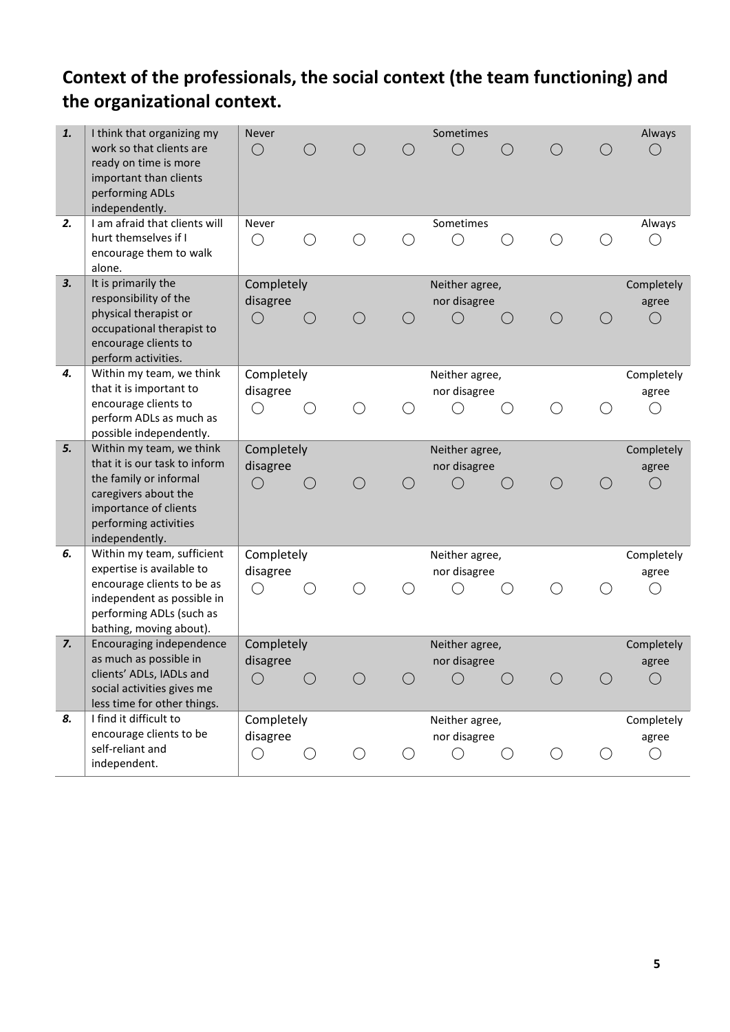## Context of the professionals, the social context (the team functioning) and the organizational context.

| | | | | | | | | | | |
|---|---|---|---|---|---|---|---|---|---|---|
| **1.** | I think that organizing my work so that clients are ready on time is more important than clients performing ADLs independently. | Never ◯ | ◯ | ◯ | ◯ | Sometimes ◯ | ◯ | ◯ | ◯ | Always ◯ |
| **2.** | I am afraid that clients will hurt themselves if I encourage them to walk alone. | Never ◯ | ◯ | ◯ | ◯ | Sometimes ◯ | ◯ | ◯ | ◯ | Always ◯ |
| **3.** | It is primarily the responsibility of the physical therapist or occupational therapist to encourage clients to perform activities. | Completely disagree ◯ | ◯ | ◯ | ◯ | Neither agree, nor disagree ◯ | ◯ | ◯ | ◯ | Completely agree ◯ |
| **4.** | Within my team, we think that it is important to encourage clients to perform ADLs as much as possible independently. | Completely disagree ◯ | ◯ | ◯ | ◯ | Neither agree, nor disagree ◯ | ◯ | ◯ | ◯ | Completely agree ◯ |
| **5.** | Within my team, we think that it is our task to inform the family or informal caregivers about the importance of clients performing activities independently. | Completely disagree ◯ | ◯ | ◯ | ◯ | Neither agree, nor disagree ◯ | ◯ | ◯ | ◯ | Completely agree ◯ |
| **6.** | Within my team, sufficient expertise is available to encourage clients to be as independent as possible in performing ADLs (such as bathing, moving about). | Completely disagree ◯ | ◯ | ◯ | ◯ | Neither agree, nor disagree ◯ | ◯ | ◯ | ◯ | Completely agree ◯ |
| **7.** | Encouraging independence as much as possible in clients' ADLs, IADLs and social activities gives me less time for other things. | Completely disagree ◯ | ◯ | ◯ | ◯ | Neither agree, nor disagree ◯ | ◯ | ◯ | ◯ | Completely agree ◯ |
| **8.** | I find it difficult to encourage clients to be self-reliant and independent. | Completely disagree ◯ | ◯ | ◯ | ◯ | Neither agree, nor disagree ◯ | ◯ | ◯ | ◯ | Completely agree ◯ |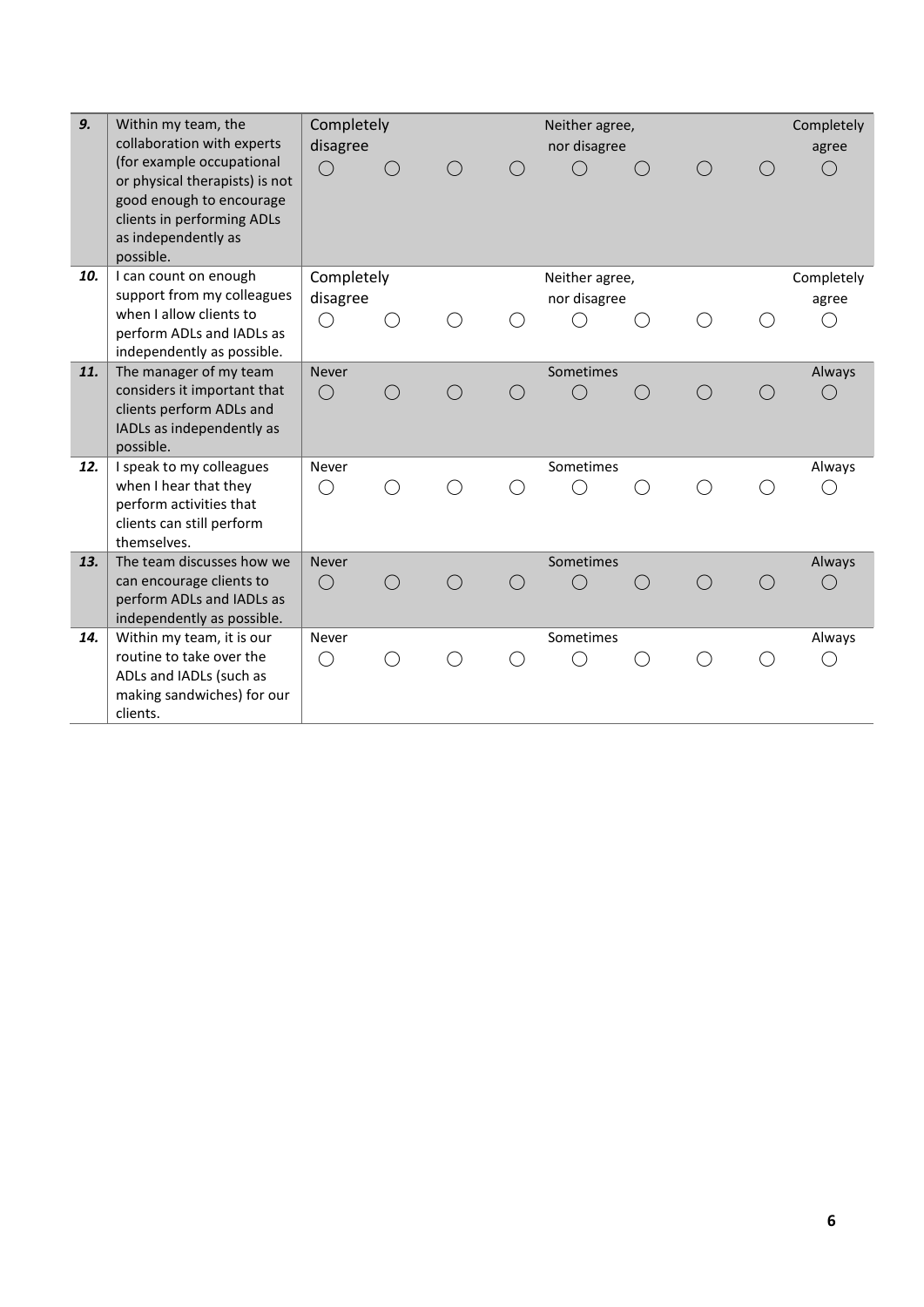| | | | | | | | | | | |
|---|---|---|---|---|---|---|---|---|---|---|
| ***9.*** | Within my team, the collaboration with experts (for example occupational or physical therapists) is not good enough to encourage clients in performing ADLs as independently as possible. | Completely disagree ◯ | ◯ | ◯ | ◯ | Neither agree, nor disagree ◯ | ◯ | ◯ | ◯ | Completely agree ◯ |
| ***10.*** | I can count on enough support from my colleagues when I allow clients to perform ADLs and IADLs as independently as possible. | Completely disagree ◯ | ◯ | ◯ | ◯ | Neither agree, nor disagree ◯ | ◯ | ◯ | ◯ | Completely agree ◯ |
| ***11.*** | The manager of my team considers it important that clients perform ADLs and IADLs as independently as possible. | Never ◯ | ◯ | ◯ | ◯ | Sometimes ◯ | ◯ | ◯ | ◯ | Always ◯ |
| ***12.*** | I speak to my colleagues when I hear that they perform activities that clients can still perform themselves. | Never ◯ | ◯ | ◯ | ◯ | Sometimes ◯ | ◯ | ◯ | ◯ | Always ◯ |
| ***13.*** | The team discusses how we can encourage clients to perform ADLs and IADLs as independently as possible. | Never ◯ | ◯ | ◯ | ◯ | Sometimes ◯ | ◯ | ◯ | ◯ | Always ◯ |
| ***14.*** | Within my team, it is our routine to take over the ADLs and IADLs (such as making sandwiches) for our clients. | Never ◯ | ◯ | ◯ | ◯ | Sometimes ◯ | ◯ | ◯ | ◯ | Always ◯ |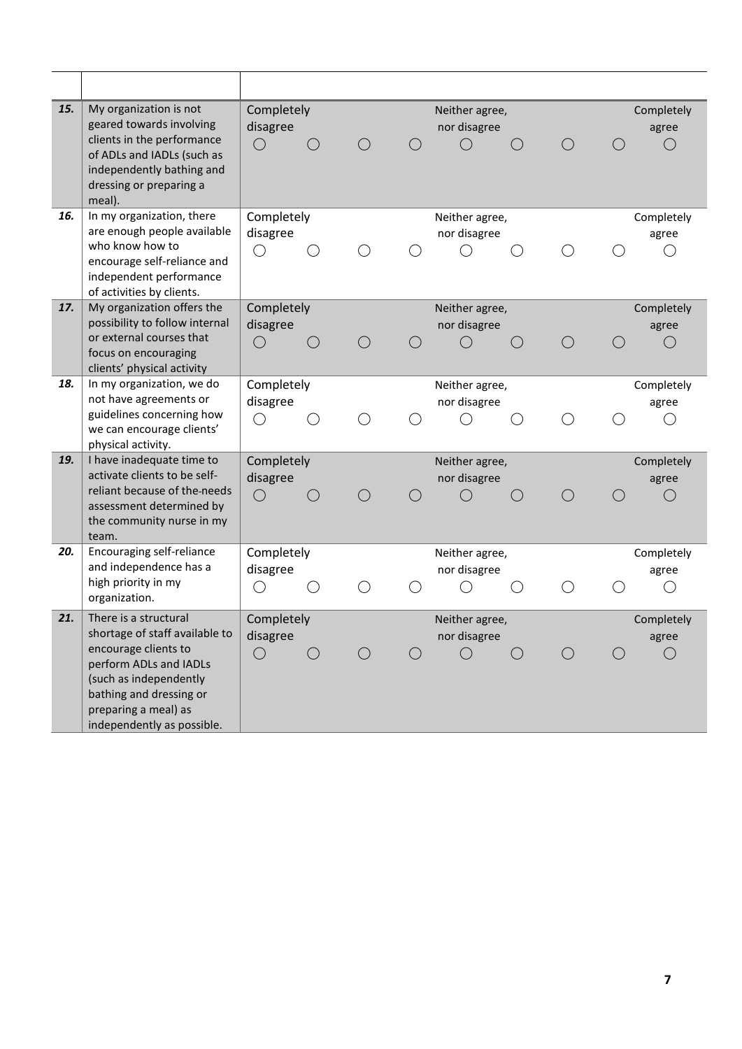| | | | | | | | | | | |
|---|---|---|---|---|---|---|---|---|---|---|
| **15.** | My organization is not geared towards involving clients in the performance of ADLs and IADLs (such as independently bathing and dressing or preparing a meal). | Completely disagree ◯ | ◯ | ◯ | ◯ | Neither agree, nor disagree ◯ | ◯ | ◯ | ◯ | Completely agree ◯ |
| **16.** | In my organization, there are enough people available who know how to encourage self-reliance and independent performance of activities by clients. | Completely disagree ◯ | ◯ | ◯ | ◯ | Neither agree, nor disagree ◯ | ◯ | ◯ | ◯ | Completely agree ◯ |
| **17.** | My organization offers the possibility to follow internal or external courses that focus on encouraging clients' physical activity | Completely disagree ◯ | ◯ | ◯ | ◯ | Neither agree, nor disagree ◯ | ◯ | ◯ | ◯ | Completely agree ◯ |
| **18.** | In my organization, we do not have agreements or guidelines concerning how we can encourage clients' physical activity. | Completely disagree ◯ | ◯ | ◯ | ◯ | Neither agree, nor disagree ◯ | ◯ | ◯ | ◯ | Completely agree ◯ |
| **19.** | I have inadequate time to activate clients to be self-reliant because of the-needs assessment determined by the community nurse in my team. | Completely disagree ◯ | ◯ | ◯ | ◯ | Neither agree, nor disagree ◯ | ◯ | ◯ | ◯ | Completely agree ◯ |
| **20.** | Encouraging self-reliance and independence has a high priority in my organization. | Completely disagree ◯ | ◯ | ◯ | ◯ | Neither agree, nor disagree ◯ | ◯ | ◯ | ◯ | Completely agree ◯ |
| **21.** | There is a structural shortage of staff available to encourage clients to perform ADLs and IADLs (such as independently bathing and dressing or preparing a meal) as independently as possible. | Completely disagree ◯ | ◯ | ◯ | ◯ | Neither agree, nor disagree ◯ | ◯ | ◯ | ◯ | Completely agree ◯ |